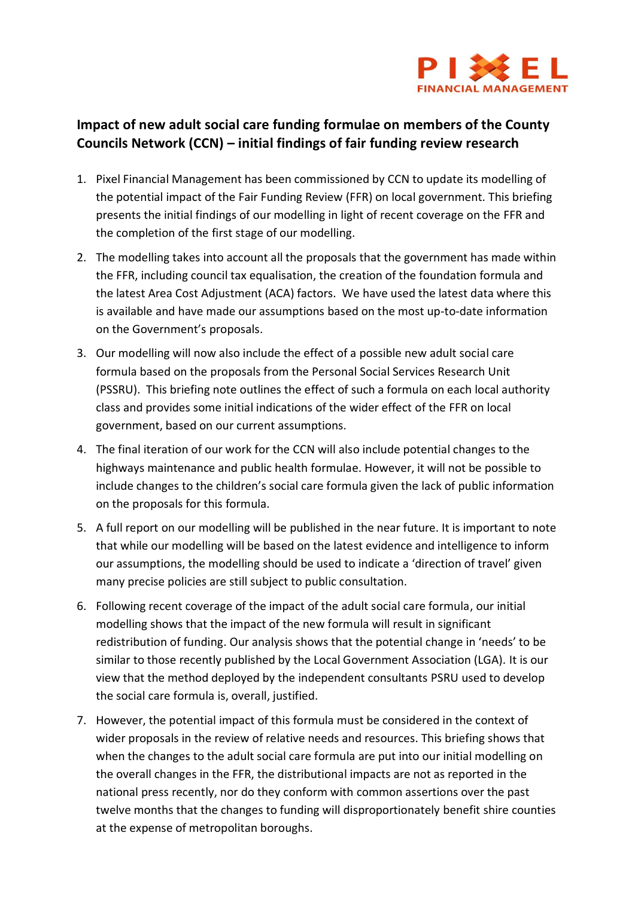PIXEL FINANCIAL MANAGEMENT

## Impact of new adult social care funding formulae on members of the County Councils Network (CCN) – initial findings of fair funding review research

1. Pixel Financial Management has been commissioned by CCN to update its modelling of the potential impact of the Fair Funding Review (FFR) on local government. This briefing presents the initial findings of our modelling in light of recent coverage on the FFR and the completion of the first stage of our modelling.

2. The modelling takes into account all the proposals that the government has made within the FFR, including council tax equalisation, the creation of the foundation formula and the latest Area Cost Adjustment (ACA) factors. We have used the latest data where this is available and have made our assumptions based on the most up-to-date information on the Government's proposals.

3. Our modelling will now also include the effect of a possible new adult social care formula based on the proposals from the Personal Social Services Research Unit (PSSRU). This briefing note outlines the effect of such a formula on each local authority class and provides some initial indications of the wider effect of the FFR on local government, based on our current assumptions.

4. The final iteration of our work for the CCN will also include potential changes to the highways maintenance and public health formulae. However, it will not be possible to include changes to the children's social care formula given the lack of public information on the proposals for this formula.

5. A full report on our modelling will be published in the near future. It is important to note that while our modelling will be based on the latest evidence and intelligence to inform our assumptions, the modelling should be used to indicate a 'direction of travel' given many precise policies are still subject to public consultation.

6. Following recent coverage of the impact of the adult social care formula, our initial modelling shows that the impact of the new formula will result in significant redistribution of funding. Our analysis shows that the potential change in 'needs' to be similar to those recently published by the Local Government Association (LGA). It is our view that the method deployed by the independent consultants PSRU used to develop the social care formula is, overall, justified.

7. However, the potential impact of this formula must be considered in the context of wider proposals in the review of relative needs and resources. This briefing shows that when the changes to the adult social care formula are put into our initial modelling on the overall changes in the FFR, the distributional impacts are not as reported in the national press recently, nor do they conform with common assertions over the past twelve months that the changes to funding will disproportionately benefit shire counties at the expense of metropolitan boroughs.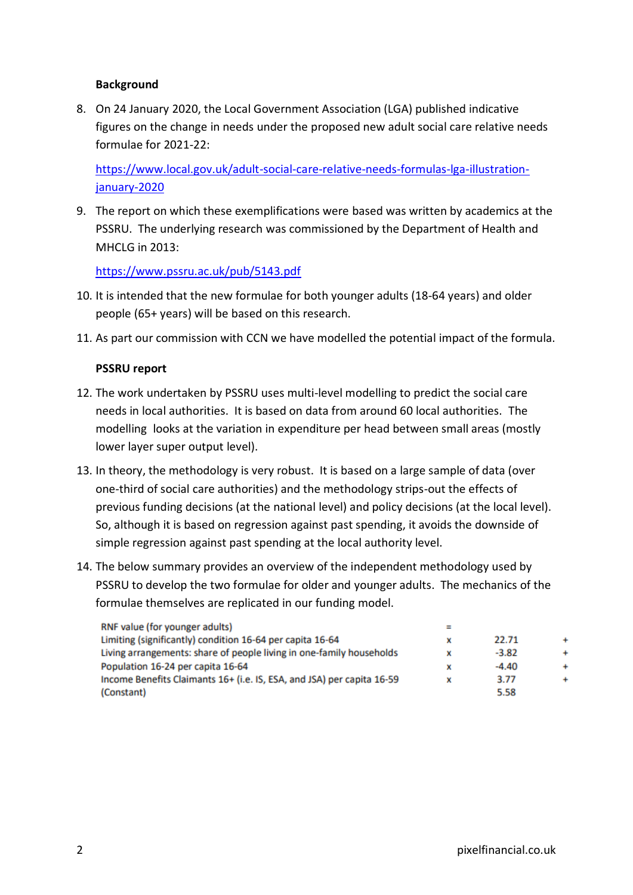**Background**

8. On 24 January 2020, the Local Government Association (LGA) published indicative figures on the change in needs under the proposed new adult social care relative needs formulae for 2021-22:

   [https://www.local.gov.uk/adult-social-care-relative-needs-formulas-lga-illustration-january-2020](https://www.local.gov.uk/adult-social-care-relative-needs-formulas-lga-illustration-january-2020)

9. The report on which these exemplifications were based was written by academics at the PSSRU. The underlying research was commissioned by the Department of Health and MHCLG in 2013:

   [https://www.pssru.ac.uk/pub/5143.pdf](https://www.pssru.ac.uk/pub/5143.pdf)

10. It is intended that the new formulae for both younger adults (18-64 years) and older people (65+ years) will be based on this research.

11. As part our commission with CCN we have modelled the potential impact of the formula.

**PSSRU report**

12. The work undertaken by PSSRU uses multi-level modelling to predict the social care needs in local authorities. It is based on data from around 60 local authorities. The modelling looks at the variation in expenditure per head between small areas (mostly lower layer super output level).

13. In theory, the methodology is very robust. It is based on a large sample of data (over one-third of social care authorities) and the methodology strips-out the effects of previous funding decisions (at the national level) and policy decisions (at the local level). So, although it is based on regression against past spending, it avoids the downside of simple regression against past spending at the local authority level.

14. The below summary provides an overview of the independent methodology used by PSSRU to develop the two formulae for older and younger adults. The mechanics of the formulae themselves are replicated in our funding model.

| RNF value (for younger adults) | = | | |
|---|---|---|---|
| Limiting (significantly) condition 16-64 per capita 16-64 | x | 22.71 | + |
| Living arrangements: share of people living in one-family households | x | -3.82 | + |
| Population 16-24 per capita 16-64 | x | -4.40 | + |
| Income Benefits Claimants 16+ (i.e. IS, ESA, and JSA) per capita 16-59 | x | 3.77 | + |
| (Constant) | | 5.58 | |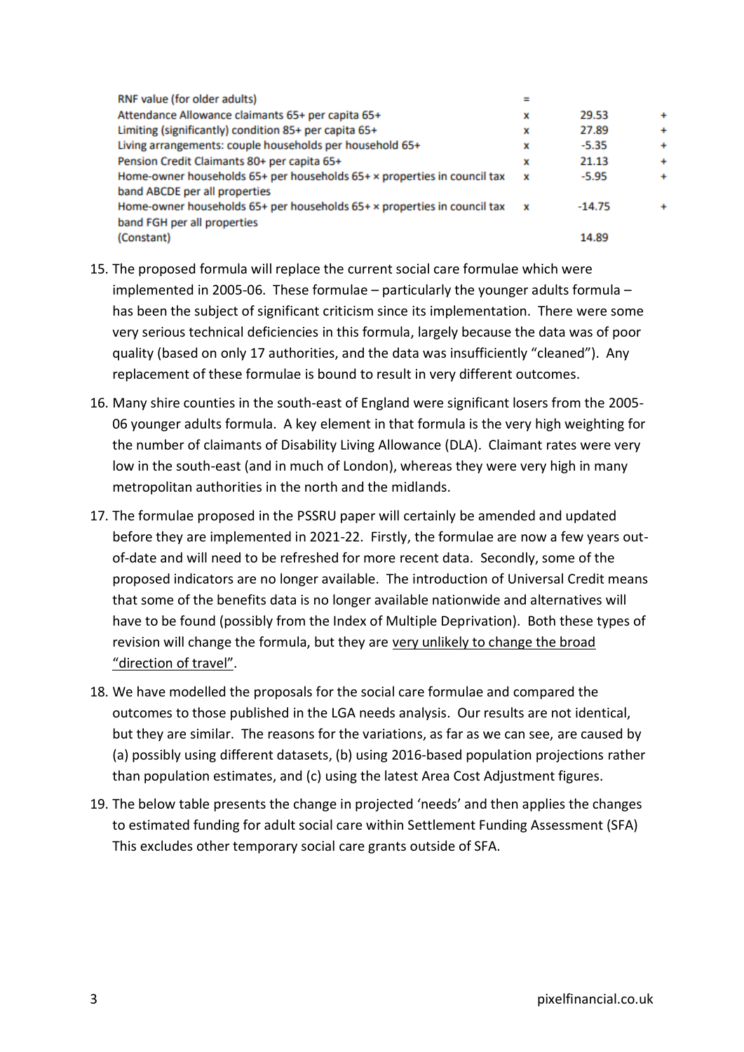| RNF value (for older adults) | = | | |
|---|---|---|---|
| Attendance Allowance claimants 65+ per capita 65+ | x | 29.53 | + |
| Limiting (significantly) condition 85+ per capita 65+ | x | 27.89 | + |
| Living arrangements: couple households per household 65+ | x | -5.35 | + |
| Pension Credit Claimants 80+ per capita 65+ | x | 21.13 | + |
| Home-owner households 65+ per households 65+ × properties in council tax band ABCDE per all properties | x | -5.95 | + |
| Home-owner households 65+ per households 65+ × properties in council tax band FGH per all properties | x | -14.75 | + |
| (Constant) | | 14.89 | |

15. The proposed formula will replace the current social care formulae which were implemented in 2005-06. These formulae – particularly the younger adults formula – has been the subject of significant criticism since its implementation. There were some very serious technical deficiencies in this formula, largely because the data was of poor quality (based on only 17 authorities, and the data was insufficiently "cleaned"). Any replacement of these formulae is bound to result in very different outcomes.

16. Many shire counties in the south-east of England were significant losers from the 2005-06 younger adults formula. A key element in that formula is the very high weighting for the number of claimants of Disability Living Allowance (DLA). Claimant rates were very low in the south-east (and in much of London), whereas they were very high in many metropolitan authorities in the north and the midlands.

17. The formulae proposed in the PSSRU paper will certainly be amended and updated before they are implemented in 2021-22. Firstly, the formulae are now a few years out-of-date and will need to be refreshed for more recent data. Secondly, some of the proposed indicators are no longer available. The introduction of Universal Credit means that some of the benefits data is no longer available nationwide and alternatives will have to be found (possibly from the Index of Multiple Deprivation). Both these types of revision will change the formula, but they are very unlikely to change the broad "direction of travel".

18. We have modelled the proposals for the social care formulae and compared the outcomes to those published in the LGA needs analysis. Our results are not identical, but they are similar. The reasons for the variations, as far as we can see, are caused by (a) possibly using different datasets, (b) using 2016-based population projections rather than population estimates, and (c) using the latest Area Cost Adjustment figures.

19. The below table presents the change in projected 'needs' and then applies the changes to estimated funding for adult social care within Settlement Funding Assessment (SFA) This excludes other temporary social care grants outside of SFA.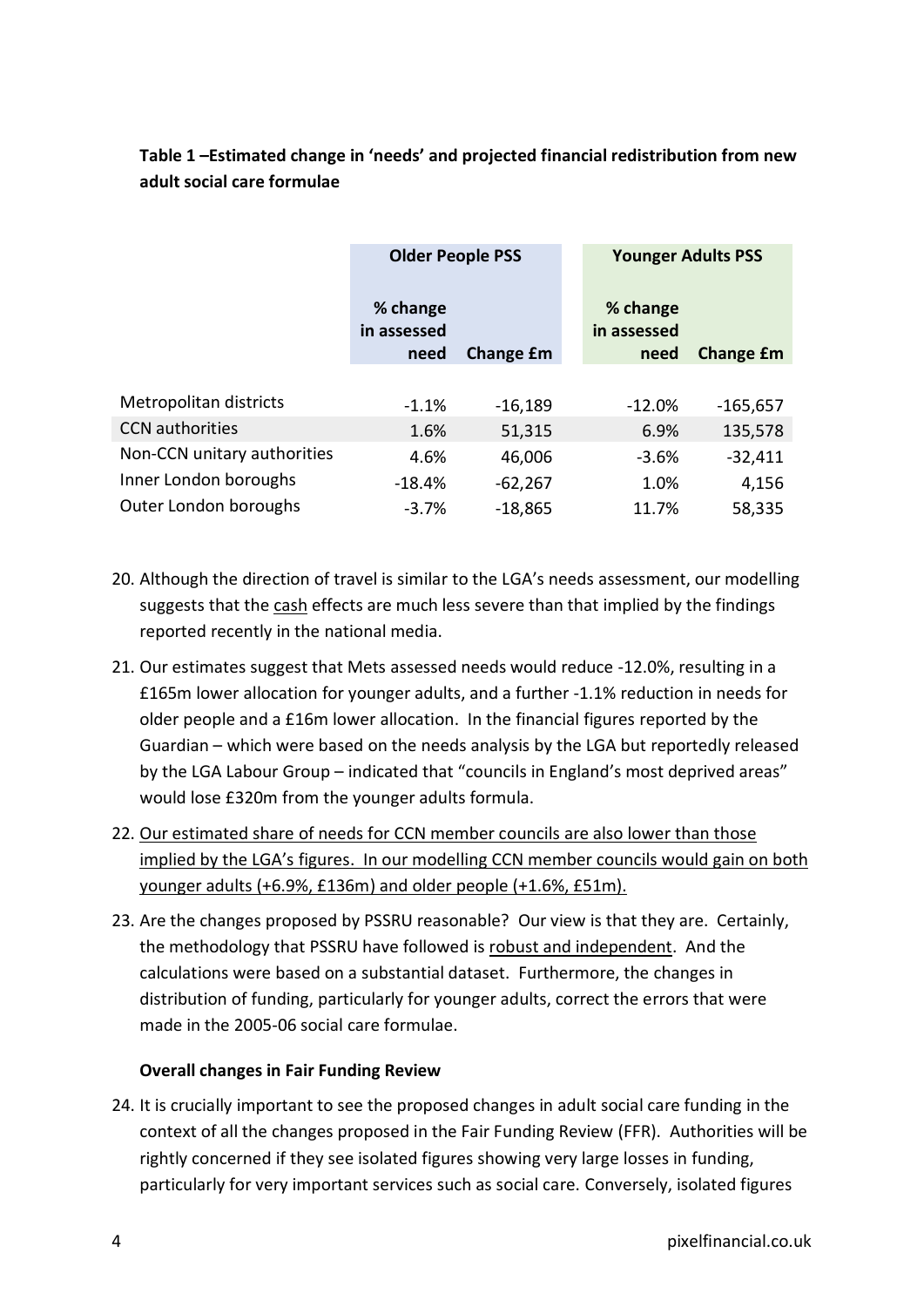**Table 1 –Estimated change in 'needs' and projected financial redistribution from new adult social care formulae**

| | Older People PSS | | Younger Adults PSS | |
|---|---|---|---|---|
| | % change in assessed need | Change £m | % change in assessed need | Change £m |
| Metropolitan districts | -1.1% | -16,189 | -12.0% | -165,657 |
| CCN authorities | 1.6% | 51,315 | 6.9% | 135,578 |
| Non-CCN unitary authorities | 4.6% | 46,006 | -3.6% | -32,411 |
| Inner London boroughs | -18.4% | -62,267 | 1.0% | 4,156 |
| Outer London boroughs | -3.7% | -18,865 | 11.7% | 58,335 |

20. Although the direction of travel is similar to the LGA's needs assessment, our modelling suggests that the <u>cash</u> effects are much less severe than that implied by the findings reported recently in the national media.

21. Our estimates suggest that Mets assessed needs would reduce -12.0%, resulting in a £165m lower allocation for younger adults, and a further -1.1% reduction in needs for older people and a £16m lower allocation. In the financial figures reported by the Guardian – which were based on the needs analysis by the LGA but reportedly released by the LGA Labour Group – indicated that "councils in England's most deprived areas" would lose £320m from the younger adults formula.

22. <u>Our estimated share of needs for CCN member councils are also lower than those implied by the LGA's figures. In our modelling CCN member councils would gain on both younger adults (+6.9%, £136m) and older people (+1.6%, £51m).</u>

23. Are the changes proposed by PSSRU reasonable? Our view is that they are. Certainly, the methodology that PSSRU have followed is <u>robust and independent</u>. And the calculations were based on a substantial dataset. Furthermore, the changes in distribution of funding, particularly for younger adults, correct the errors that were made in the 2005-06 social care formulae.

**Overall changes in Fair Funding Review**

24. It is crucially important to see the proposed changes in adult social care funding in the context of all the changes proposed in the Fair Funding Review (FFR). Authorities will be rightly concerned if they see isolated figures showing very large losses in funding, particularly for very important services such as social care. Conversely, isolated figures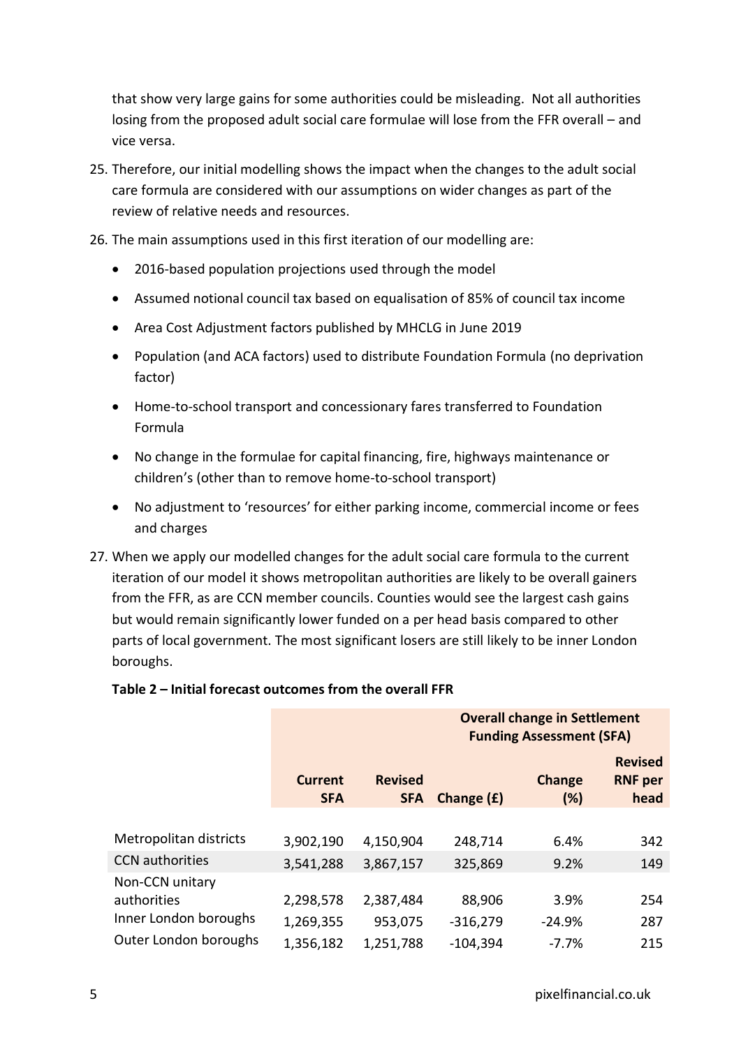that show very large gains for some authorities could be misleading. Not all authorities losing from the proposed adult social care formulae will lose from the FFR overall – and vice versa.

25. Therefore, our initial modelling shows the impact when the changes to the adult social care formula are considered with our assumptions on wider changes as part of the review of relative needs and resources.

26. The main assumptions used in this first iteration of our modelling are:

   - 2016-based population projections used through the model
   - Assumed notional council tax based on equalisation of 85% of council tax income
   - Area Cost Adjustment factors published by MHCLG in June 2019
   - Population (and ACA factors) used to distribute Foundation Formula (no deprivation factor)
   - Home-to-school transport and concessionary fares transferred to Foundation Formula
   - No change in the formulae for capital financing, fire, highways maintenance or children's (other than to remove home-to-school transport)
   - No adjustment to 'resources' for either parking income, commercial income or fees and charges

27. When we apply our modelled changes for the adult social care formula to the current iteration of our model it shows metropolitan authorities are likely to be overall gainers from the FFR, as are CCN member councils. Counties would see the largest cash gains but would remain significantly lower funded on a per head basis compared to other parts of local government. The most significant losers are still likely to be inner London boroughs.

**Table 2 – Initial forecast outcomes from the overall FFR**

| | Overall change in Settlement Funding Assessment (SFA) | | | | |
|---|---|---|---|---|---|
| | **Current SFA** | **Revised SFA** | **Change (£)** | **Change (%)** | **Revised RNF per head** |
| Metropolitan districts | 3,902,190 | 4,150,904 | 248,714 | 6.4% | 342 |
| CCN authorities | 3,541,288 | 3,867,157 | 325,869 | 9.2% | 149 |
| Non-CCN unitary authorities | 2,298,578 | 2,387,484 | 88,906 | 3.9% | 254 |
| Inner London boroughs | 1,269,355 | 953,075 | -316,279 | -24.9% | 287 |
| Outer London boroughs | 1,356,182 | 1,251,788 | -104,394 | -7.7% | 215 |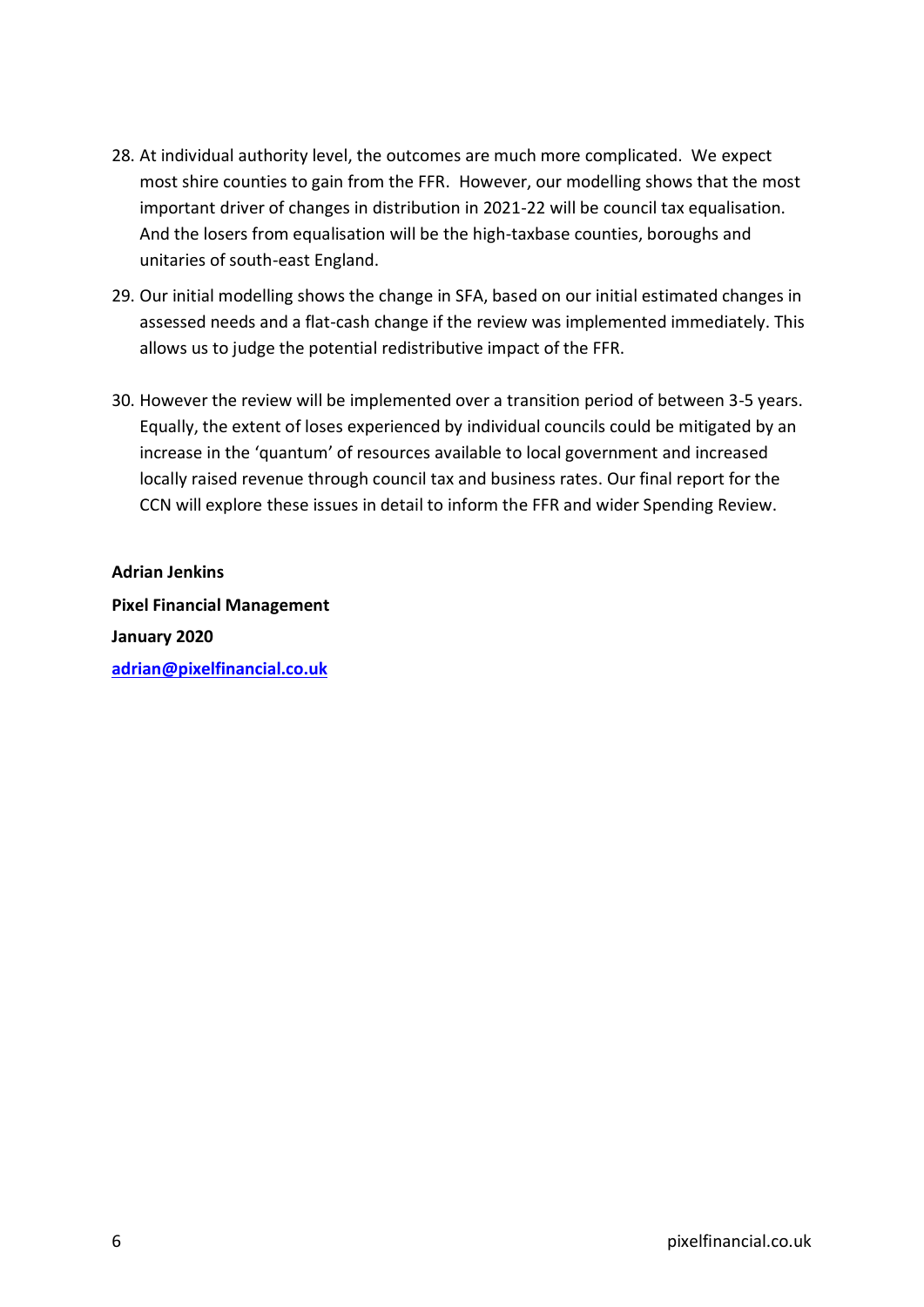28. At individual authority level, the outcomes are much more complicated. We expect most shire counties to gain from the FFR. However, our modelling shows that the most important driver of changes in distribution in 2021-22 will be council tax equalisation. And the losers from equalisation will be the high-taxbase counties, boroughs and unitaries of south-east England.

29. Our initial modelling shows the change in SFA, based on our initial estimated changes in assessed needs and a flat-cash change if the review was implemented immediately. This allows us to judge the potential redistributive impact of the FFR.

30. However the review will be implemented over a transition period of between 3-5 years. Equally, the extent of loses experienced by individual councils could be mitigated by an increase in the 'quantum' of resources available to local government and increased locally raised revenue through council tax and business rates. Our final report for the CCN will explore these issues in detail to inform the FFR and wider Spending Review.

**Adrian Jenkins**

**Pixel Financial Management**

**January 2020**

**[adrian@pixelfinancial.co.uk](mailto:adrian@pixelfinancial.co.uk)**